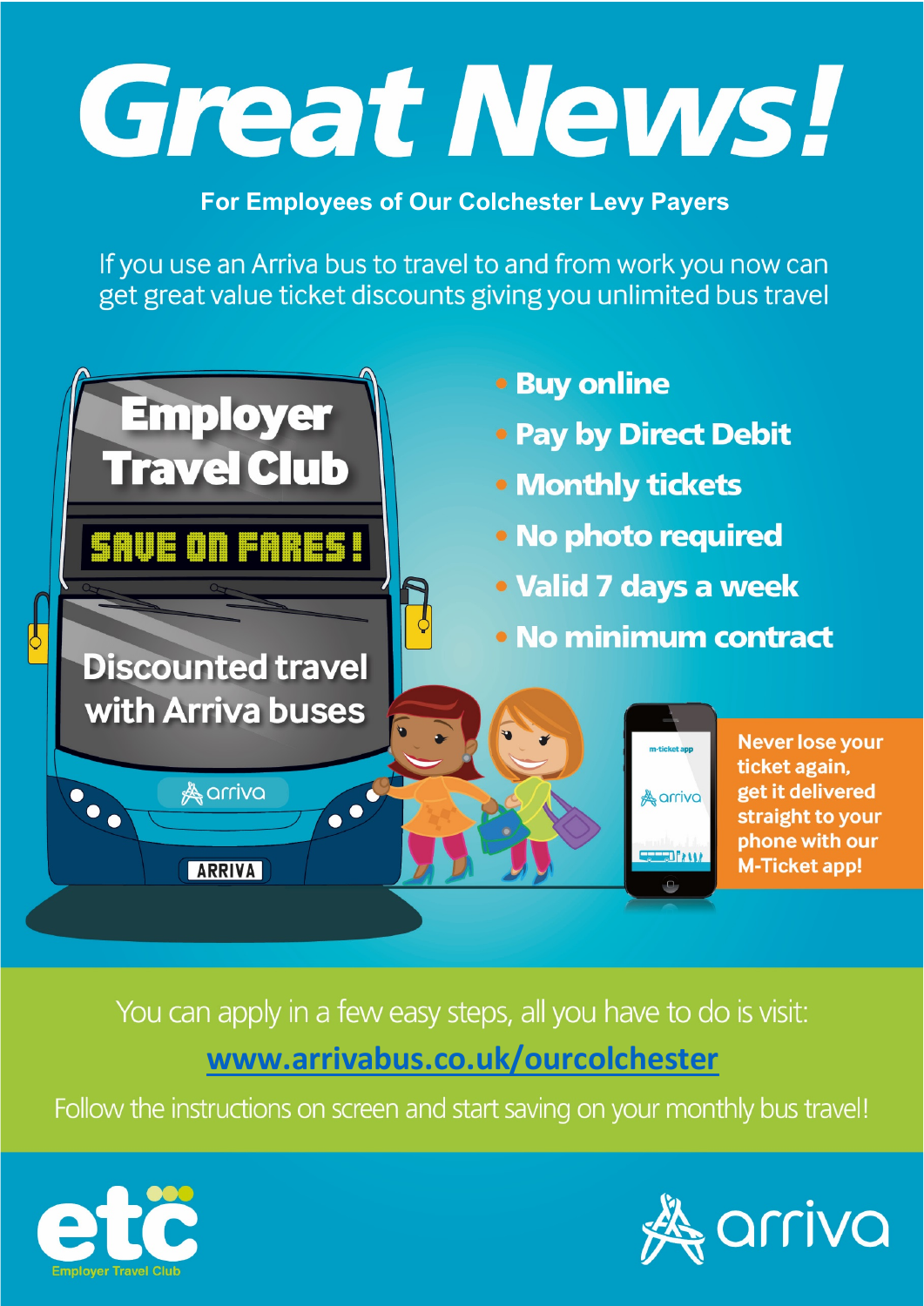# Great News!

**For Employees of Our Colchester Levy Payers**

If you use an Arriva bus to travel to and from work you now can get great value ticket discounts giving you unlimited bus travel

## Employer Travel Club

**SAVE ON FARES!**

**Discounted travel with Arriva buses**

- **Buy online**
- **Pay by Direct Debit**
- **Monthly tickets**
- **No photo required**
- **Valid 7 days a week**
- **No minimum contract**

**Never lose your ticket again, get it delivered straight to your phone with our M-Ticket app!**

You can apply in a few easy steps, all you have to do is visit:

**www.arrivabus.co.uk/ourcolchester**

Follow the instructions on screen and start saving on your monthly bus travel!

etc Employer Travel Club

arriva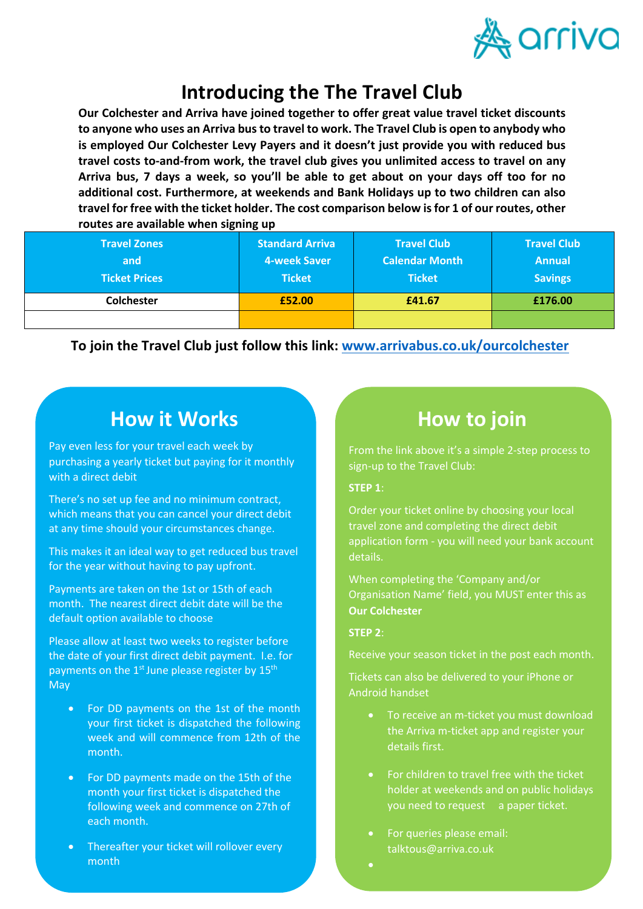# Introducing the The Travel Club

**Our Colchester and Arriva have joined together to offer great value travel ticket discounts to anyone who uses an Arriva bus to travel to work. The Travel Club is open to anybody who is employed Our Colchester Levy Payers and it doesn't just provide you with reduced bus travel costs to-and-from work, the travel club gives you unlimited access to travel on any Arriva bus, 7 days a week, so you'll be able to get about on your days off too for no additional cost. Furthermore, at weekends and Bank Holidays up to two children can also travel for free with the ticket holder. The cost comparison below is for 1 of our routes, other routes are available when signing up**

| Travel Zones and Ticket Prices | Standard Arriva 4-week Saver Ticket | Travel Club Calendar Month Ticket | Travel Club Annual Savings |
|---|---|---|---|
| **Colchester** | **£52.00** | **£41.67** | **£176.00** |
| | | | |

**To join the Travel Club just follow this link: [www.arrivabus.co.uk/ourcolchester](www.arrivabus.co.uk/ourcolchester)**

## How it Works

Pay even less for your travel each week by purchasing a yearly ticket but paying for it monthly with a direct debit

There's no set up fee and no minimum contract, which means that you can cancel your direct debit at any time should your circumstances change.

This makes it an ideal way to get reduced bus travel for the year without having to pay upfront.

Payments are taken on the 1st or 15th of each month. The nearest direct debit date will be the default option available to choose

Please allow at least two weeks to register before the date of your first direct debit payment. I.e. for payments on the 1st June please register by 15th May

- For DD payments on the 1st of the month your first ticket is dispatched the following week and will commence from 12th of the month.
- For DD payments made on the 15th of the month your first ticket is dispatched the following week and commence on 27th of each month.
- Thereafter your ticket will rollover every month

## How to join

From the link above it's a simple 2-step process to sign-up to the Travel Club:

**STEP 1**:

Order your ticket online by choosing your local travel zone and completing the direct debit application form - you will need your bank account details.

When completing the 'Company and/or Organisation Name' field, you MUST enter this as **Our Colchester**

**STEP 2**:

Receive your season ticket in the post each month.

Tickets can also be delivered to your iPhone or Android handset

- To receive an m-ticket you must download the Arriva m-ticket app and register your details first.
- For children to travel free with the ticket holder at weekends and on public holidays you need to request a paper ticket.
- For queries please email: talktous@arriva.co.uk